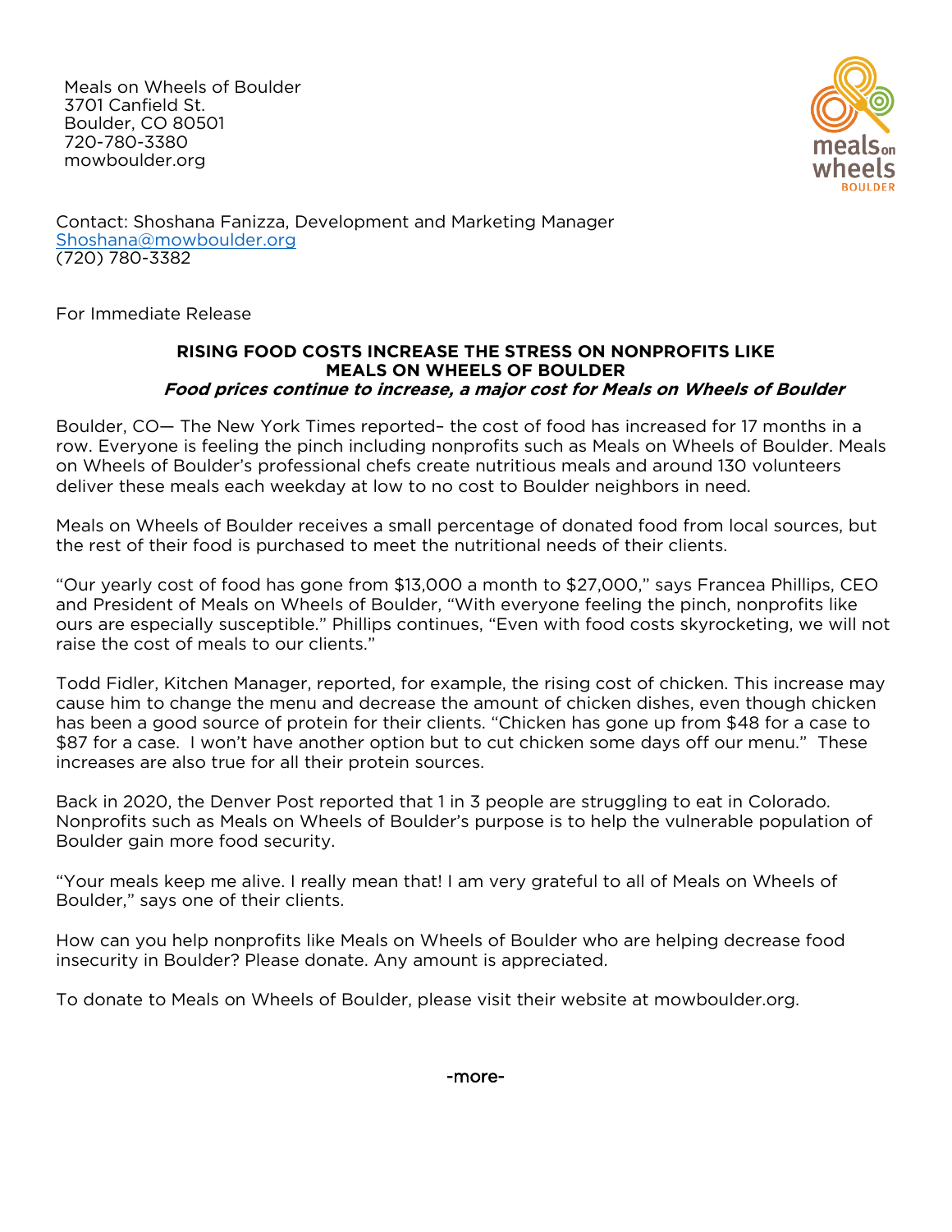Meals on Wheels of Boulder
3701 Canfield St.
Boulder, CO 80501
720-780-3380
mowboulder.org

meals on wheels BOULDER

Contact: Shoshana Fanizza, Development and Marketing Manager
Shoshana@mowboulder.org
(720) 780-3382

For Immediate Release

**RISING FOOD COSTS INCREASE THE STRESS ON NONPROFITS LIKE MEALS ON WHEELS OF BOULDER**

***Food prices continue to increase, a major cost for Meals on Wheels of Boulder***

Boulder, CO— The New York Times reported– the cost of food has increased for 17 months in a row. Everyone is feeling the pinch including nonprofits such as Meals on Wheels of Boulder. Meals on Wheels of Boulder's professional chefs create nutritious meals and around 130 volunteers deliver these meals each weekday at low to no cost to Boulder neighbors in need.

Meals on Wheels of Boulder receives a small percentage of donated food from local sources, but the rest of their food is purchased to meet the nutritional needs of their clients.

"Our yearly cost of food has gone from $13,000 a month to $27,000," says Francea Phillips, CEO and President of Meals on Wheels of Boulder, "With everyone feeling the pinch, nonprofits like ours are especially susceptible." Phillips continues, "Even with food costs skyrocketing, we will not raise the cost of meals to our clients."

Todd Fidler, Kitchen Manager, reported, for example, the rising cost of chicken. This increase may cause him to change the menu and decrease the amount of chicken dishes, even though chicken has been a good source of protein for their clients. "Chicken has gone up from $48 for a case to $87 for a case. I won't have another option but to cut chicken some days off our menu." These increases are also true for all their protein sources.

Back in 2020, the Denver Post reported that 1 in 3 people are struggling to eat in Colorado. Nonprofits such as Meals on Wheels of Boulder's purpose is to help the vulnerable population of Boulder gain more food security.

"Your meals keep me alive. I really mean that! I am very grateful to all of Meals on Wheels of Boulder," says one of their clients.

How can you help nonprofits like Meals on Wheels of Boulder who are helping decrease food insecurity in Boulder? Please donate. Any amount is appreciated.

To donate to Meals on Wheels of Boulder, please visit their website at mowboulder.org.

-more-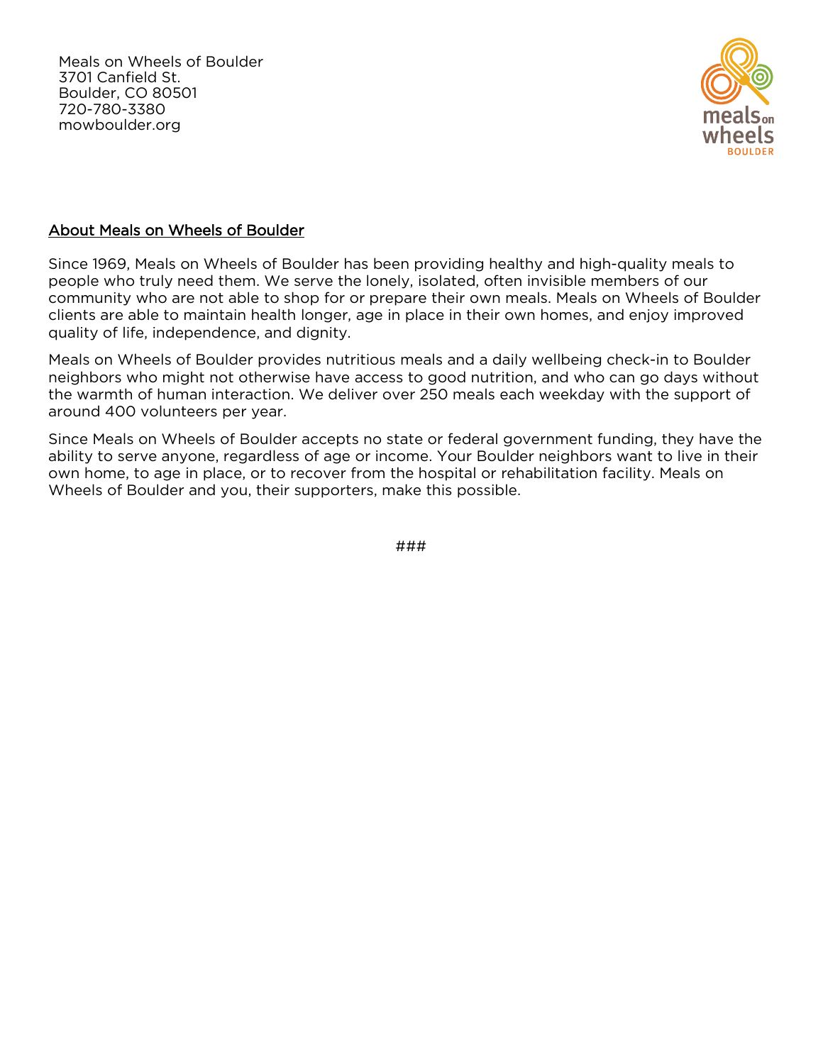Meals on Wheels of Boulder
3701 Canfield St.
Boulder, CO 80501
720-780-3380
mowboulder.org

## About Meals on Wheels of Boulder

Since 1969, Meals on Wheels of Boulder has been providing healthy and high-quality meals to people who truly need them. We serve the lonely, isolated, often invisible members of our community who are not able to shop for or prepare their own meals. Meals on Wheels of Boulder clients are able to maintain health longer, age in place in their own homes, and enjoy improved quality of life, independence, and dignity.

Meals on Wheels of Boulder provides nutritious meals and a daily wellbeing check-in to Boulder neighbors who might not otherwise have access to good nutrition, and who can go days without the warmth of human interaction. We deliver over 250 meals each weekday with the support of around 400 volunteers per year.

Since Meals on Wheels of Boulder accepts no state or federal government funding, they have the ability to serve anyone, regardless of age or income. Your Boulder neighbors want to live in their own home, to age in place, or to recover from the hospital or rehabilitation facility. Meals on Wheels of Boulder and you, their supporters, make this possible.

###